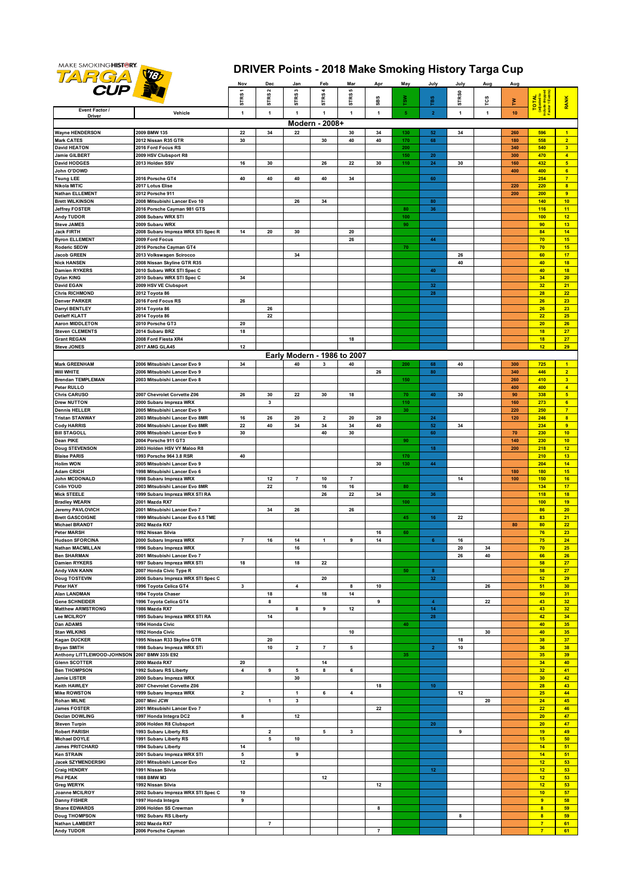# DRIVER Points - 2018 Make Smoking History Targa Cup

| Driver | Vehicle | Nov STRS 1 | Dec STRS 2 | Jan STRS 3 | Feb STRS 4 | Mar STRS 5 | Apr SBS | May TSW | July TBS | July STRS0 | Aug TCS | Aug TW | TOTAL (adjusted to include Event Factor) | RANK |
|---|---|---|---|---|---|---|---|---|---|---|---|---|---|---|
| Event Factor / Driver | Vehicle | 1 | 1 | 1 | 1 | 1 | 1 | 5 | 2 | 1 | 1 | 10 | | |
| **Modern - 2008+** | | | | | | | | | | | | | | |
| Wayne HENDERSON | 2009 BMW 135 | 22 | 34 | 22 | | 30 | 34 | 130 | 52 | 34 | | 260 | 596 | 1 |
| Mark CATES | 2012 Nissan R35 GTR | 30 | | | 30 | 40 | 40 | 170 | 68 | | | 180 | 558 | 2 |
| David HEATON | 2016 Ford Focus RS | | | | | | | 200 | | | | 340 | 540 | 3 |
| Jamie GILBERT | 2009 HSV Clubsport R8 | | | | | | | 150 | 20 | | | 300 | 470 | 4 |
| David HODGES | 2013 Holden SSV | 16 | 30 | | 26 | 22 | 30 | 110 | 24 | 30 | | 160 | 432 | 5 |
| John O'DOWD | | | | | | | | | | | | 400 | 400 | 6 |
| Tsung LEE | 2016 Porsche GT4 | 40 | 40 | 40 | 40 | 34 | | | 60 | | | | 254 | 7 |
| Nikola MITIC | 2017 Lotus Elise | | | | | | | | | | | 220 | 220 | 8 |
| Nathan ELLEMENT | 2012 Porsche 911 | | | | | | | | | | | 200 | 200 | 9 |
| Brett WILKINSON | 2008 Mitsubishi Lancer Evo 10 | | | 26 | 34 | | | | 80 | | | | 140 | 10 |
| Jeffrey FOSTER | 2016 Porsche Cayman 981 GTS | | | | | | | 80 | 36 | | | | 116 | 11 |
| Andy TUDOR | 2008 Subaru WRX STI | | | | | | | 100 | | | | | 100 | 12 |
| Steve JAMES | 2009 Subaru WRX | | | | | | | 90 | | | | | 90 | 13 |
| Jack FIRTH | 2008 Subaru Impreza WRX STi Spec R | 14 | 20 | 30 | | 20 | | | | | | | 84 | 14 |
| Byron ELLEMENT | 2009 Ford Focus | | | | | 26 | | | 44 | | | | 70 | 15 |
| Roderic SEOW | 2016 Porsche Cayman GT4 | | | | | | | 70 | | | | | 70 | 15 |
| Jacob GREEN | 2013 Volkswagen Scirocco | | | 34 | | | | | | 26 | | | 60 | 17 |
| Nick HANSEN | 2008 Nissan Skyline GTR R35 | | | | | | | | | 40 | | | 40 | 18 |
| Damien RYKERS | 2010 Subaru WRX STI Spec C | | | | | | | | 40 | | | | 40 | 18 |
| Dylan KING | 2010 Subaru WRX STI Spec C | 34 | | | | | | | | | | | 34 | 20 |
| David EGAN | 2009 HSV VE Clubsport | | | | | | | | 32 | | | | 32 | 21 |
| Chris RICHMOND | 2012 Toyota 86 | | | | | | | | 28 | | | | 28 | 22 |
| Denver PARKER | 2016 Focus RS | 26 | | | | | | | | | | | 26 | 23 |
| Darryl BENTLEY | 2014 Toyota 86 | | 26 | | | | | | | | | | 26 | 23 |
| Detleff KLATT | 2014 Toyota 86 | | 22 | | | | | | | | | | 22 | 25 |
| Aaron MIDDLETON | 2010 Porsche GT3 | 20 | | | | | | | | | | | 20 | 26 |
| Steven CLEMENTS | 2014 Subaru BRZ | 18 | | | | | | | | | | | 18 | 27 |
| Grant REGAN | 2008 Ford Fiesta XR4 | | | | | 18 | | | | | | | 18 | 27 |
| Steve JONES | 2017 AMG GLA45 | 12 | | | | | | | | | | | 12 | 29 |
| **Early Modern - 1986 to 2007** | | | | | | | | | | | | | | |
| Mark GREENHAM | 2006 Mitsubishi Lancer Evo 9 | 34 | | 40 | 3 | 40 | | 200 | 68 | 40 | | 300 | 725 | 1 |
| Will WHITE | 2006 Mitsubishi Lancer Evo 9 | | | | | | 26 | | 80 | | | 340 | 446 | 2 |
| Brendan TEMPLEMAN | 2003 Mitsubishi Lancer Evo 8 | | | | | | | 150 | | | | 260 | 410 | 3 |
| Peter RULLO | | | | | | | | | | | | 400 | 400 | 4 |
| Chris CARUSO | 2007 Chevrolet Corvette Z06 | 26 | 30 | 22 | 30 | 18 | | 70 | 40 | 30 | | 90 | 338 | 5 |
| Drew NUTTON | 2000 Subaru Impreza WRX | | 3 | | | | | 110 | | | | 160 | 273 | 6 |
| Dennis HELLER | 2005 Mitsubishi Lancer Evo 9 | | | | | | | 30 | | | | 220 | 250 | 7 |
| Tristan STANWAY | 2003 Mitsubishi Lancer Evo 8MR | 16 | 26 | 20 | 2 | 20 | 20 | | 24 | | | 120 | 246 | 8 |
| Cody HARRIS | 2004 Mitsubishi Lancer Evo 8MR | 22 | 40 | 34 | 34 | 34 | 40 | | 52 | 34 | | | 234 | 9 |
| Bill STAGOLL | 2006 Mitsubishi Lancer Evo 9 | 30 | | | 40 | 30 | | | 60 | | | 70 | 230 | 10 |
| Dean PIKE | 2004 Porsche 911 GT3 | | | | | | | 90 | | | | 140 | 230 | 10 |
| Doug STEVENSON | 2003 Holden HSV VY Maloo R8 | | | | | | | | 18 | | | 200 | 218 | 12 |
| Blaise PARIS | 1993 Porsche 964 3.8 RSR | 40 | | | | | | 170 | | | | | 210 | 13 |
| Holim WON | 2005 Mitsubishi Lancer Evo 9 | | | | | | 30 | 130 | 44 | | | | 204 | 14 |
| Adam CRICH | 1998 Mitsubishi Lancer Evo 6 | | | | | | | | | | | 180 | 180 | 15 |
| John MCDONALD | 1998 Subaru Impreza WRX | | 12 | 7 | 10 | 7 | | | | 14 | | 100 | 150 | 16 |
| Colin YOUD | 2003 Mitsubishi Lancer Evo 8MR | | 22 | | 16 | 16 | | 80 | | | | | 134 | 17 |
| Mick STEELE | 1999 Subaru Impreza WRX STI RA | | | | 26 | 22 | 34 | | 36 | | | | 118 | 18 |
| Bradley WEARN | 2001 Mazda RX7 | | | | | | | 100 | | | | | 100 | 19 |
| Jeremy PAVLOVICH | 2001 Mitsubishi Lancer Evo 7 | | 34 | 26 | | 26 | | | | | | | 86 | 20 |
| Brett GASCOIGNE | 1999 Mitsubishi Lancer Evo 6.5 TME | | | | | | | 45 | 16 | 22 | | | 83 | 21 |
| Michael BRANDT | 2002 Mazda RX7 | | | | | | | | | | | 80 | 80 | 22 |
| Peter MARSH | 1992 Nissan Silvia | | | | | | 16 | 60 | | | | | 76 | 23 |
| Hudson SFORCINA | 2000 Subaru Impreza WRX | 7 | 16 | 14 | 1 | 9 | 14 | | 6 | 16 | | | 75 | 24 |
| Nathan MACMILLAN | 1996 Subaru Impreza WRX | | | 16 | | | | | | 20 | 34 | | 70 | 25 |
| Ben SHARMAN | 2001 Mitsubishi Lancer Evo 7 | | | | | | | | | 26 | 40 | | 66 | 26 |
| Damien RYKERS | 1997 Subaru Impreza WRX STI | 18 | | 18 | 22 | | | | | | | | 58 | 27 |
| Andy VAN KANN | 2007 Honda Civic Type R | | | | | | | 50 | 8 | | | | 58 | 27 |
| Doug TOSTEVIN | 2006 Subaru Impreza WRX STI Spec C | | | | 20 | | | | 32 | | | | 52 | 29 |
| Peter HAY | 1996 Toyota Celica GT4 | 3 | | 4 | | 8 | 10 | | | | 26 | | 51 | 30 |
| Alan LANDMAN | 1994 Toyota Chaser | | 18 | | 18 | 14 | | | | | | | 50 | 31 |
| Gene SCHNEIDER | 1996 Toyota Celica GT4 | | 8 | | | | 9 | | 4 | | 22 | | 43 | 32 |
| Matthew ARMSTRONG | 1986 Mazda RX7 | | | 8 | 9 | 12 | | | 14 | | | | 43 | 32 |
| Lee MCILROY | 1995 Subaru Impreza WRX STI RA | | 14 | | | | | | 28 | | | | 42 | 34 |
| Dan ADAMS | 1994 Honda Civic | | | | | | | 40 | | | | | 40 | 35 |
| Stan WILKINS | 1992 Honda Civic | | | | | 10 | | | | | 30 | | 40 | 35 |
| Kagan DUCKER | 1995 Nissan R33 Skyline GTR | | 20 | | | | | | | 18 | | | 38 | 37 |
| Bryan SMITH | 1998 Subaru Impreza WRX STi | | 10 | 2 | 7 | 5 | | | 2 | 10 | | | 36 | 38 |
| Anthony LITTLEWOOD-JOHNSON | 2007 BMW 335i E92 | | | | | | | 35 | | | | | 35 | 39 |
| Glenn SCOTTER | 2000 Mazda RX7 | 20 | | | 14 | | | | | | | | 34 | 40 |
| Ben THOMPSON | 1992 Subaru RS Liberty | 4 | 9 | 5 | 8 | 6 | | | | | | | 32 | 41 |
| Jamie LISTER | 2000 Subaru Impreza WRX | | | 30 | | | | | | | | | 30 | 42 |
| Keith HAWLEY | 2007 Chevrolet Corvette Z06 | | | | | | 18 | | 10 | | | | 28 | 43 |
| Mike ROWSTON | 1999 Subaru Impreza WRX | 2 | | 1 | 6 | 4 | | | | 12 | | | 25 | 44 |
| Rohan MILNE | 2007 Mini JCW | | 1 | 3 | | | | | | | 20 | | 24 | 45 |
| James FOSTER | 2001 Mitsubishi Lancer Evo 7 | | | | | | 22 | | | | | | 22 | 46 |
| Declan DOWLING | 1997 Honda Integra DC2 | 8 | | 12 | | | | | | | | | 20 | 47 |
| Steven Turpin | 2006 Holden R8 Clubsport | | | | | | | | 20 | | | | 20 | 47 |
| Robert PARISH | 1993 Subaru Liberty RS | | 2 | | 5 | 3 | | | | 9 | | | 19 | 49 |
| Michael DOYLE | 1991 Subaru Liberty RS | | 5 | 10 | | | | | | | | | 15 | 50 |
| James PRITCHARD | 1994 Subaru Liberty | 14 | | | | | | | | | | | 14 | 51 |
| Ken STRAIN | 2001 Subaru Impreza WRX STI | 5 | | 9 | | | | | | | | | 14 | 51 |
| Jacek SZYMENDERSKI | 2001 Mitsubishi Lancer Evo | 12 | | | | | | | | | | | 12 | 53 |
| Craig HENDRY | 1991 Nissan Silvia | | | | | | | | 12 | | | | 12 | 53 |
| Phil PEAK | 1988 BMW M3 | | | | 12 | | | | | | | | 12 | 53 |
| Greg WERYK | 1992 Nissan Silvia | | | | | | 12 | | | | | | 12 | 53 |
| Joanne MCILROY | 2002 Subaru Impreza WRX STI Spec C | 10 | | | | | | | | | | | 10 | 57 |
| Danny FISHER | 1997 Honda Integra | 9 | | | | | | | | | | | 9 | 58 |
| Shane EDWARDS | 2006 Holden SS Crewman | | | | | | 8 | | | | | | 8 | 59 |
| Doug THOMPSON | 1992 Subaru RS Liberty | | | | | | | | | 8 | | | 8 | 59 |
| Nathan LAMBERT | 2002 Mazda RX7 | | 7 | | | | | | | | | | 7 | 61 |
| Andy TUDOR | 2006 Porsche Cayman | | | | | | 7 | | | | | | 7 | 61 |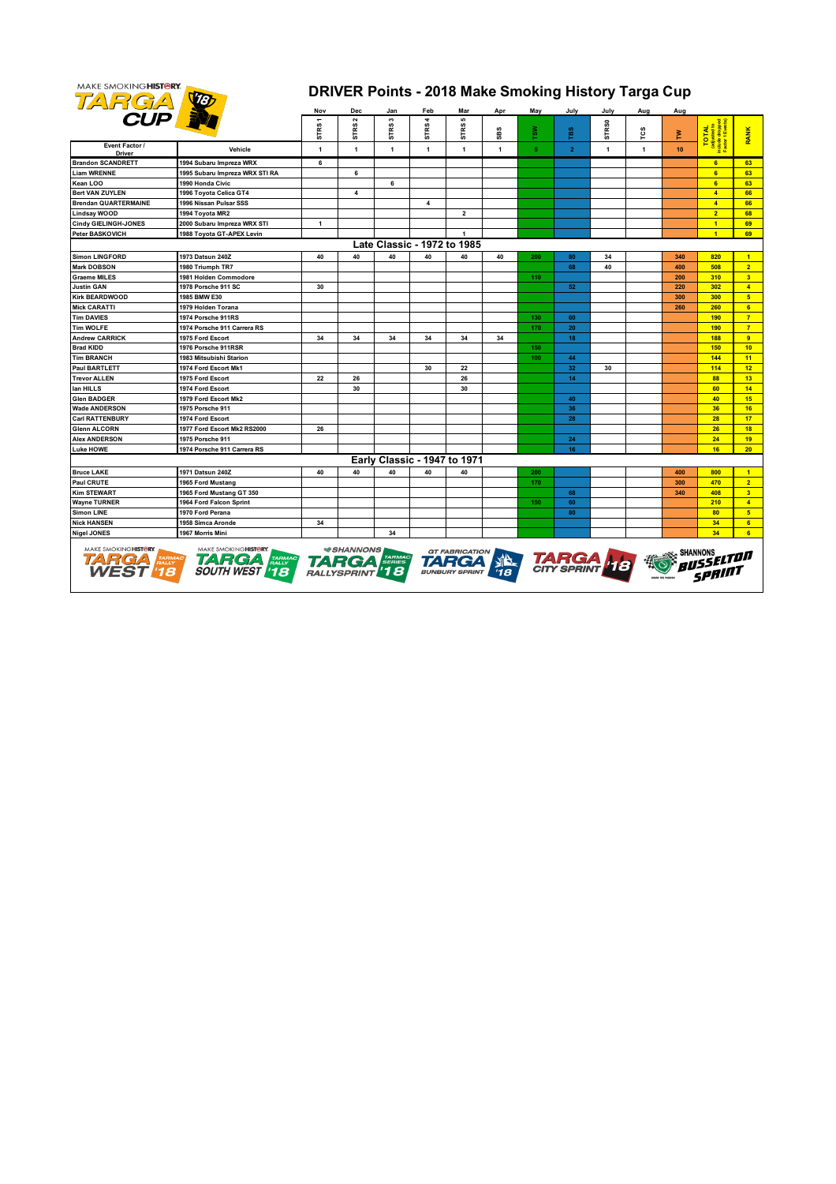# DRIVER Points - 2018 Make Smoking History Targa Cup

| Driver | Vehicle | STRS 1 | STRS 2 | STRS 3 | STRS 4 | STRS 5 | SBS | TSW | TBS | STRS0 | TCS | TW | TOTAL (adjusted to include dropped Factor 1 events) | RANK |
|---|---|---|---|---|---|---|---|---|---|---|---|---|---|---|
| | | Nov | Dec | Jan | Feb | Mar | Apr | May | July | July | Aug | Aug | | |
| Event Factor / Driver | Vehicle | 1 | 1 | 1 | 1 | 1 | 1 | 5 | 2 | 1 | 1 | 10 | | |
| Brandon SCANDRETT | 1994 Subaru Impreza WRX | 6 | | | | | | | | | | | 6 | 63 |
| Liam WRENNE | 1995 Subaru Impreza WRX STI RA | | 6 | | | | | | | | | | 6 | 63 |
| Kean LOO | 1990 Honda Civic | | | 6 | | | | | | | | | 6 | 63 |
| Bert VAN ZUYLEN | 1996 Toyota Celica GT4 | | 4 | | | | | | | | | | 4 | 66 |
| Brendan QUARTERMAINE | 1996 Nissan Pulsar SSS | | | | 4 | | | | | | | | 4 | 66 |
| Lindsay WOOD | 1994 Toyota MR2 | | | | | 2 | | | | | | | 2 | 68 |
| Cindy GIELINGH-JONES | 2000 Subaru Impreza WRX STI | 1 | | | | | | | | | | | 1 | 69 |
| Peter BASKOVICH | 1988 Toyota GT-APEX Levin | | | | | 1 | | | | | | | 1 | 69 |
| **Late Classic - 1972 to 1985** | | | | | | | | | | | | | | |
| Simon LINGFORD | 1973 Datsun 240Z | 40 | 40 | 40 | 40 | 40 | 40 | 200 | 80 | 34 | | 340 | 820 | 1 |
| Mark DOBSON | 1980 Triumph TR7 | | | | | | | | 68 | 40 | | 400 | 508 | 2 |
| Graeme MILES | 1981 Holden Commodore | | | | | | | 110 | | | | 200 | 310 | 3 |
| Justin GAN | 1978 Porsche 911 SC | 30 | | | | | | | 52 | | | 220 | 302 | 4 |
| Kirk BEARDWOOD | 1985 BMW E30 | | | | | | | | | | | 300 | 300 | 5 |
| Mick CARATTI | 1979 Holden Torana | | | | | | | | | | | 260 | 260 | 6 |
| Tim DAVIES | 1974 Porsche 911RS | | | | | | | 130 | 60 | | | | 190 | 7 |
| Tim WOLFE | 1974 Porsche 911 Carrera RS | | | | | | | 170 | 20 | | | | 190 | 7 |
| Andrew CARRICK | 1975 Ford Escort | 34 | 34 | 34 | 34 | 34 | 34 | | 18 | | | | 188 | 9 |
| Brad KIDD | 1976 Porsche 911RSR | | | | | | | 150 | | | | | 150 | 10 |
| Tim BRANCH | 1983 Mitsubishi Starion | | | | | | | 100 | 44 | | | | 144 | 11 |
| Paul BARTLETT | 1974 Ford Escort Mk1 | | | | 30 | 22 | | | 32 | 30 | | | 114 | 12 |
| Trevor ALLEN | 1975 Ford Escort | 22 | 26 | | | 26 | | | 14 | | | | 88 | 13 |
| Ian HILLS | 1974 Ford Escort | | 30 | | | 30 | | | | | | | 60 | 14 |
| Glen BADGER | 1979 Ford Escort Mk2 | | | | | | | | 40 | | | | 40 | 15 |
| Wade ANDERSON | 1975 Porsche 911 | | | | | | | | 36 | | | | 36 | 16 |
| Carl RATTENBURY | 1974 Ford Escort | | | | | | | | 28 | | | | 28 | 17 |
| Glenn ALCORN | 1977 Ford Escort Mk2 RS2000 | 26 | | | | | | | | | | | 26 | 18 |
| Alex ANDERSON | 1975 Porsche 911 | | | | | | | | 24 | | | | 24 | 19 |
| Luke HOWE | 1974 Porsche 911 Carrera RS | | | | | | | | 16 | | | | 16 | 20 |
| **Early Classic - 1947 to 1971** | | | | | | | | | | | | | | |
| Bruce LAKE | 1971 Datsun 240Z | 40 | 40 | 40 | 40 | 40 | | 200 | | | | 400 | 800 | 1 |
| Paul CRUTE | 1965 Ford Mustang | | | | | | | 170 | | | | 300 | 470 | 2 |
| Kim STEWART | 1965 Ford Mustang GT 350 | | | | | | | | 68 | | | 340 | 408 | 3 |
| Wayne TURNER | 1964 Ford Falcon Sprint | | | | | | | 150 | 60 | | | | 210 | 4 |
| Simon LINE | 1970 Ford Perana | | | | | | | | 80 | | | | 80 | 5 |
| Nick HANSEN | 1958 Simca Aronde | 34 | | | | | | | | | | | 34 | 6 |
| Nigel JONES | 1967 Morris Mini | | | 34 | | | | | | | | | 34 | 6 |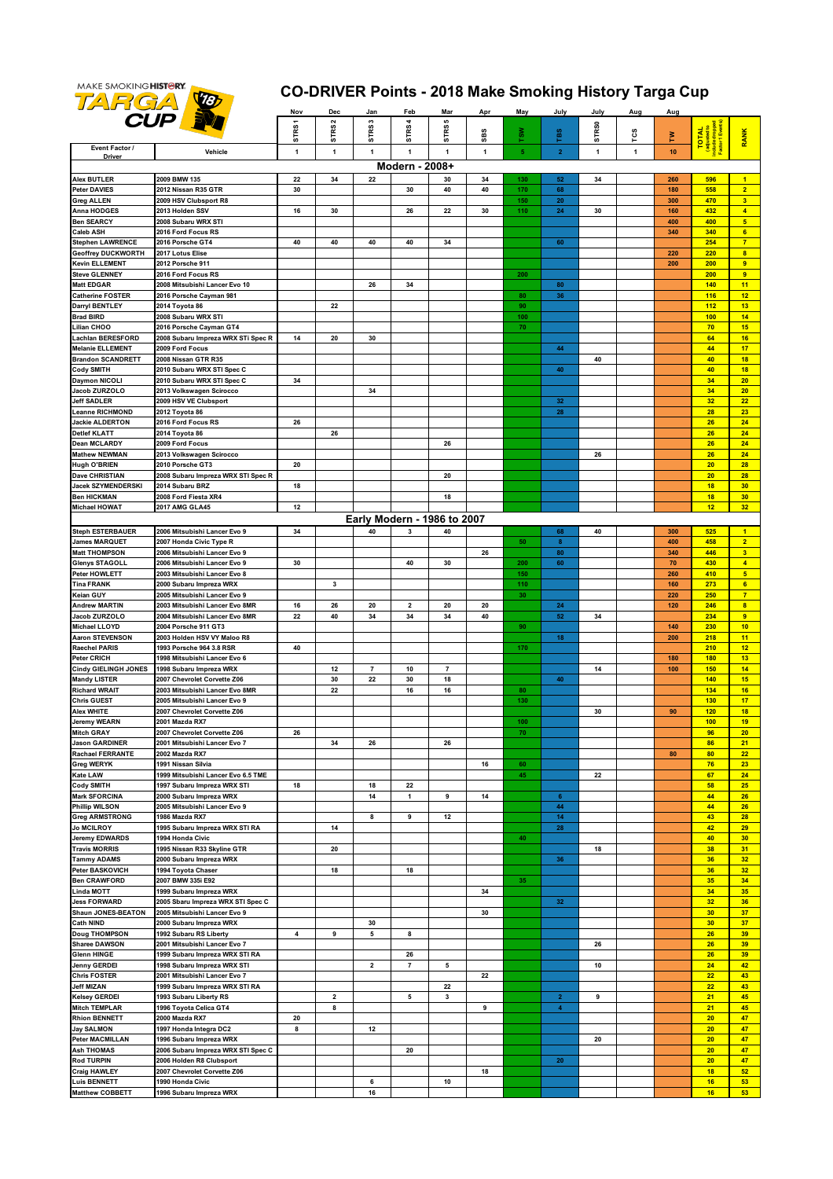# CO-DRIVER Points - 2018 Make Smoking History Targa Cup

| Event Factor / Driver | Vehicle | Nov STRS 1 | Dec STRS 2 | Jan STRS 3 | Feb STRS 4 | Mar STRS 5 | Apr SBS | May TSW | July TBS | July STRS0 | Aug TCS | Aug TW | TOTAL (adjusted to include dropped Factor 1 Events) | RANK |
|---|---|---|---|---|---|---|---|---|---|---|---|---|---|---|
| | | 1 | 1 | 1 | 1 | 1 | 1 | 5 | 2 | 1 | 1 | 10 | | |
| **Modern - 2008+** | | | | | | | | | | | | | | |
| Alex BUTLER | 2009 BMW 135 | 22 | 34 | 22 | | 30 | 34 | 130 | 52 | 34 | | 260 | 596 | 1 |
| Peter DAVIES | 2012 Nissan R35 GTR | 30 | | | 30 | 40 | 40 | 170 | 68 | | | 180 | 558 | 2 |
| Greg ALLEN | 2009 HSV Clubsport R8 | | | | | | | 150 | 20 | | | 300 | 470 | 3 |
| Anna HODGES | 2013 Holden SSV | 16 | 30 | | 26 | 22 | 30 | 110 | 24 | 30 | | 160 | 432 | 4 |
| Ben SEARCY | 2008 Subaru WRX STI | | | | | | | | | | | 400 | 400 | 5 |
| Caleb ASH | 2016 Ford Focus RS | | | | | | | | | | | 340 | 340 | 6 |
| Stephen LAWRENCE | 2016 Porsche GT4 | 40 | 40 | 40 | 40 | 34 | | | 60 | | | | 254 | 7 |
| Geoffrey DUCKWORTH | 2017 Lotus Elise | | | | | | | | | | | 220 | 220 | 8 |
| Kevin ELLEMENT | 2012 Porsche 911 | | | | | | | | | | | 200 | 200 | 9 |
| Steve GLENNEY | 2016 Ford Focus RS | | | | | | | 200 | | | | | 200 | 9 |
| Matt EDGAR | 2008 Mitsubishi Lancer Evo 10 | | | 26 | 34 | | | | 80 | | | | 140 | 11 |
| Catherine FOSTER | 2016 Porsche Cayman 981 | | | | | | | 80 | 36 | | | | 116 | 12 |
| Darryl BENTLEY | 2014 Toyota 86 | | 22 | | | | | 90 | | | | | 112 | 13 |
| Brad BIRD | 2008 Subaru WRX STI | | | | | | | 100 | | | | | 100 | 14 |
| Lilian CHOO | 2016 Porsche Cayman GT4 | | | | | | | 70 | | | | | 70 | 15 |
| Lachlan BERESFORD | 2008 Subaru Impreza WRX STi Spec R | 14 | 20 | 30 | | | | | | | | | 64 | 16 |
| Melanie ELLEMENT | 2009 Ford Focus | | | | | | | | 44 | | | | 44 | 17 |
| Brandon SCANDRETT | 2008 Nissan GTR R35 | | | | | | | | | 40 | | | 40 | 18 |
| Cody SMITH | 2010 Subaru WRX STI Spec C | | | | | | | | 40 | | | | 40 | 18 |
| Daymon NICOLI | 2010 Subaru WRX STI Spec C | 34 | | | | | | | | | | | 34 | 20 |
| Jacob ZURZOLO | 2013 Volkswagen Scirocco | | | 34 | | | | | | | | | 34 | 20 |
| Jeff SADLER | 2009 HSV VE Clubsport | | | | | | | | 32 | | | | 32 | 22 |
| Leanne RICHMOND | 2012 Toyota 86 | | | | | | | | 28 | | | | 28 | 23 |
| Jackie ALDERTON | 2016 Ford Focus RS | 26 | | | | | | | | | | | 26 | 24 |
| Detlef KLATT | 2014 Toyota 86 | | 26 | | | | | | | | | | 26 | 24 |
| Dean MCLARDY | 2009 Ford Focus | | | | | 26 | | | | | | | 26 | 24 |
| Mathew NEWMAN | 2013 Volkswagen Scirocco | | | | | | | | | 26 | | | 26 | 24 |
| Hugh O'BRIEN | 2010 Porsche GT3 | 20 | | | | | | | | | | | 20 | 28 |
| Dave CHRISTIAN | 2008 Subaru Impreza WRX STI Spec R | | | | | 20 | | | | | | | 20 | 28 |
| Jacek SZYMENDERSKI | 2014 Subaru BRZ | 18 | | | | | | | | | | | 18 | 30 |
| Ben HICKMAN | 2008 Ford Fiesta XR4 | | | | | 18 | | | | | | | 18 | 30 |
| Michael HOWAT | 2017 AMG GLA45 | 12 | | | | | | | | | | | 12 | 32 |
| **Early Modern - 1986 to 2007** | | | | | | | | | | | | | | |
| Steph ESTERBAUER | 2006 Mitsubishi Lancer Evo 9 | 34 | | 40 | 3 | 40 | | | 68 | 40 | | 300 | 525 | 1 |
| James MARQUET | 2007 Honda Civic Type R | | | | | | | 50 | 8 | | | 400 | 458 | 2 |
| Matt THOMPSON | 2006 Mitsubishi Lancer Evo 9 | | | | | | 26 | | 80 | | | 340 | 446 | 3 |
| Glenys STAGOLL | 2006 Mitsubishi Lancer Evo 9 | 30 | | | 40 | 30 | | 200 | 60 | | | 70 | 430 | 4 |
| Peter HOWLETT | 2003 Mitsubishi Lancer Evo 8 | | | | | | | 150 | | | | 260 | 410 | 5 |
| Tina FRANK | 2000 Subaru Impreza WRX | | 3 | | | | | 110 | | | | 160 | 273 | 6 |
| Keian GUY | 2005 Mitsubishi Lancer Evo 9 | | | | | | | 30 | | | | 220 | 250 | 7 |
| Andrew MARTIN | 2003 Mitsubishi Lancer Evo 8MR | 16 | 26 | 20 | 2 | 20 | 20 | | 24 | | | 120 | 246 | 8 |
| Jacob ZURZOLO | 2004 Mitsubishi Lancer Evo 8MR | 22 | 40 | 34 | 34 | 34 | 40 | | 52 | 34 | | | 234 | 9 |
| Michael LLOYD | 2004 Porsche 911 GT3 | | | | | | | 90 | | | | 140 | 230 | 10 |
| Aaron STEVENSON | 2003 Holden HSV VY Maloo R8 | | | | | | | | 18 | | | 200 | 218 | 11 |
| Raechel PARIS | 1993 Porsche 964 3.8 RSR | 40 | | | | | | 170 | | | | | 210 | 12 |
| Peter CRICH | 1998 Mitsubishi Lancer Evo 6 | | | | | | | | | | | 180 | 180 | 13 |
| Cindy GIELINGH JONES | 1998 Subaru Impreza WRX | | 12 | 7 | 10 | 7 | | | | 14 | | 100 | 150 | 14 |
| Mandy LISTER | 2007 Chevrolet Corvette Z06 | | 30 | 22 | 30 | 18 | | | 40 | | | | 140 | 15 |
| Richard WRAIT | 2003 Mitsubishi Lancer Evo 8MR | | 22 | | 16 | 16 | | 80 | | | | | 134 | 16 |
| Chris GUEST | 2005 Mitsubishi Lancer Evo 9 | | | | | | | 130 | | | | | 130 | 17 |
| Alex WHITE | 2007 Chevrolet Corvette Z06 | | | | | | | | | 30 | | 90 | 120 | 18 |
| Jeremy WEARN | 2001 Mazda RX7 | | | | | | | 100 | | | | | 100 | 19 |
| Mitch GRAY | 2007 Chevrolet Corvette Z06 | 26 | | | | | | 70 | | | | | 96 | 20 |
| Jason GARDINER | 2001 Mitsubishi Lancer Evo 7 | | 34 | 26 | | 26 | | | | | | | 86 | 21 |
| Rachael FERRANTE | 2002 Mazda RX7 | | | | | | | | | | | 80 | 80 | 22 |
| Greg WERYK | 1991 Nissan Silvia | | | | | | 16 | 60 | | | | | 76 | 23 |
| Kate LAW | 1999 Mitsubishi Lancer Evo 6.5 TME | | | | | | | 45 | | 22 | | | 67 | 24 |
| Cody SMITH | 1997 Subaru Impreza WRX STI | 18 | | 18 | 22 | | | | | | | | 58 | 25 |
| Mark SFORCINA | 2000 Subaru Impreza WRX | | | 14 | 1 | 9 | 14 | | 6 | | | | 44 | 26 |
| Phillip WILSON | 2005 Mitsubishi Lancer Evo 9 | | | | | | | | 44 | | | | 44 | 26 |
| Greg ARMSTRONG | 1986 Mazda RX7 | | | 8 | 9 | 12 | | | 14 | | | | 43 | 28 |
| Jo MCILROY | 1995 Subaru Impreza WRX STI RA | | 14 | | | | | | 28 | | | | 42 | 29 |
| Jeremy EDWARDS | 1994 Honda Civic | | | | | | | 40 | | | | | 40 | 30 |
| Travis MORRIS | 1995 Nissan R33 Skyline GTR | | 20 | | | | | | | 18 | | | 38 | 31 |
| Tammy ADAMS | 2000 Subaru Impreza WRX | | | | | | | | 36 | | | | 36 | 32 |
| Peter BASKOVICH | 1994 Toyota Chaser | | 18 | | 18 | | | | | | | | 36 | 32 |
| Ben CRAWFORD | 2007 BMW 335i E92 | | | | | | | 35 | | | | | 35 | 34 |
| Linda MOTT | 1999 Subaru Impreza WRX | | | | | | 34 | | | | | | 34 | 35 |
| Jess FORWARD | 2005 Sbaru Impreza WRX STI Spec C | | | | | | | | 32 | | | | 32 | 36 |
| Shaun JONES-BEATON | 2005 Mitsubishi Lancer Evo 9 | | | | | | 30 | | | | | | 30 | 37 |
| Cath NIND | 2000 Subaru Impreza WRX | | | 30 | | | | | | | | | 30 | 37 |
| Doug THOMPSON | 1992 Subaru RS Liberty | 4 | 9 | 5 | 8 | | | | | | | | 26 | 39 |
| Sharee DAWSON | 2001 Mitsubishi Lancer Evo 7 | | | | | | | | | 26 | | | 26 | 39 |
| Glenn HINGE | 1999 Subaru Impreza WRX STI RA | | | | 26 | | | | | | | | 26 | 39 |
| Jenny GERDEI | 1998 Subaru Impreza WRX STI | | | 2 | 7 | 5 | | | | 10 | | | 24 | 42 |
| Chris FOSTER | 2001 Mitsubishi Lancer Evo 7 | | | | | | 22 | | | | | | 22 | 43 |
| Jeff MIZAN | 1999 Subaru Impreza WRX STI RA | | | | | 22 | | | | | | | 22 | 43 |
| Kelsey GERDEI | 1993 Subaru Liberty RS | | 2 | | 5 | 3 | | | 2 | 9 | | | 21 | 45 |
| Mitch TEMPLAR | 1996 Toyota Celica GT4 | | 8 | | | | 9 | | 4 | | | | 21 | 45 |
| Rhion BENNETT | 2000 Mazda RX7 | 20 | | | | | | | | | | | 20 | 47 |
| Jay SALMON | 1997 Honda Integra DC2 | 8 | | 12 | | | | | | | | | 20 | 47 |
| Peter MACMILLAN | 1996 Subaru Impreza WRX | | | | | | | | | 20 | | | 20 | 47 |
| Ash THOMAS | 2006 Subaru Impreza WRX STI Spec C | | | | 20 | | | | | | | | 20 | 47 |
| Rod TURPIN | 2006 Holden R8 Clubsport | | | | | | | | 20 | | | | 20 | 47 |
| Craig HAWLEY | 2007 Chevrolet Corvette Z06 | | | | | | 18 | | | | | | 18 | 52 |
| Luis BENNETT | 1990 Honda Civic | | | 6 | | 10 | | | | | | | 16 | 53 |
| Matthew COBBETT | 1996 Subaru Impreza WRX | | | 16 | | | | | | | | | 16 | 53 |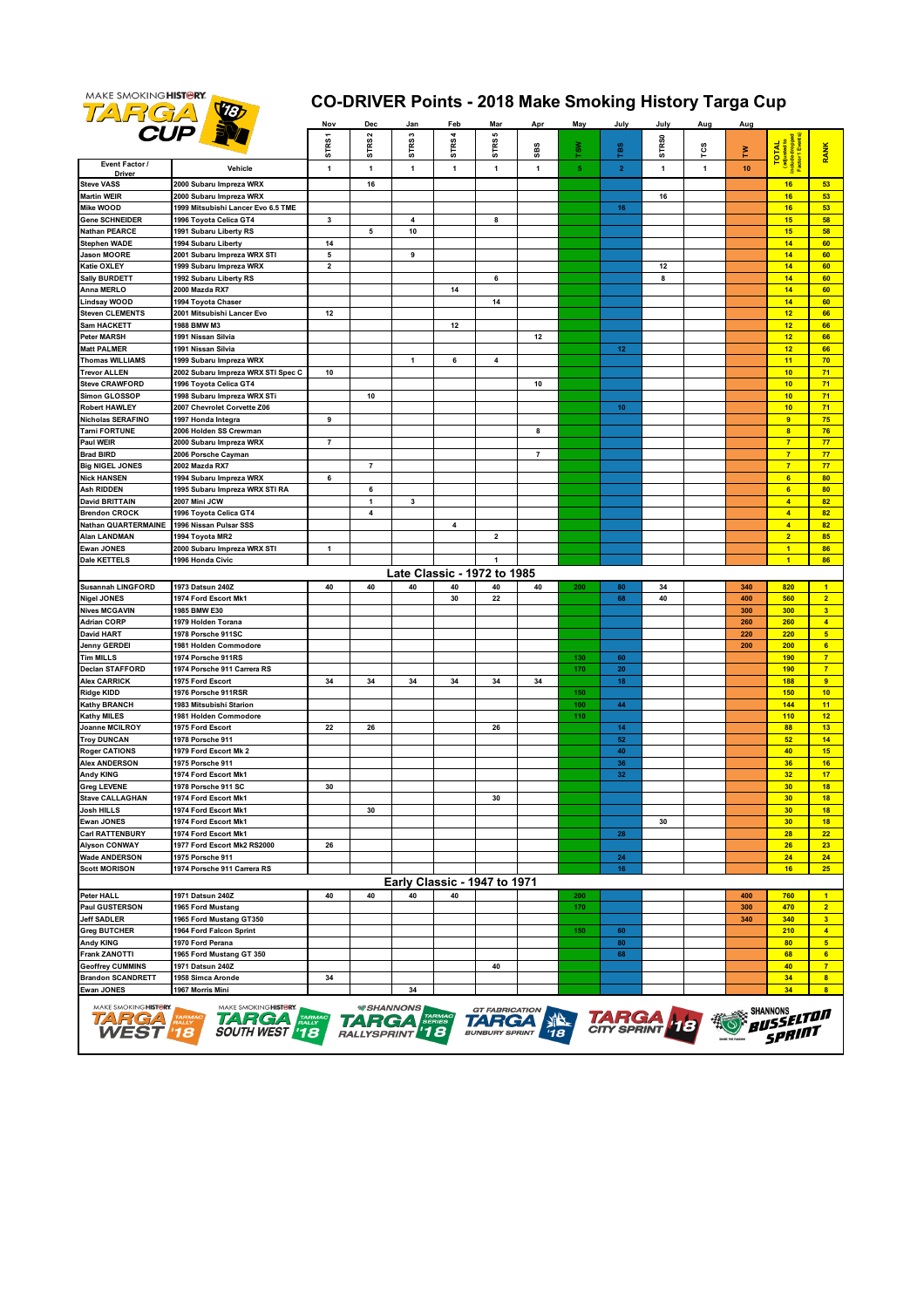# CO-DRIVER Points - 2018 Make Smoking History Targa Cup

| | | Nov | Dec | Jan | Feb | Mar | Apr | May | July | July | Aug | Aug | | |
|---|---|---|---|---|---|---|---|---|---|---|---|---|---|---|
| | | STRS 1 | STRS 2 | STRS 3 | STRS 4 | STRS 5 | SBS | TSW | TBS | STRS0 | TCS | TW | TOTAL (adjusted to include dropped Factor 1 Event/s) | RANK |
| Event Factor / Driver | Vehicle | 1 | 1 | 1 | 1 | 1 | 1 | 5 | 2 | 1 | 1 | 10 | | |
| Steve VASS | 2000 Subaru Impreza WRX | | 16 | | | | | | | | | | 16 | 53 |
| Martin WEIR | 2000 Subaru Impreza WRX | | | | | | | | | 16 | | | 16 | 53 |
| Mike WOOD | 1999 Mitsubishi Lancer Evo 6.5 TME | | | | | | | | 16 | | | | 16 | 53 |
| Gene SCHNEIDER | 1996 Toyota Celica GT4 | 3 | | 4 | | 8 | | | | | | | 15 | 58 |
| Nathan PEARCE | 1991 Subaru Liberty RS | | 5 | 10 | | | | | | | | | 15 | 58 |
| Stephen WADE | 1994 Subaru Liberty | 14 | | | | | | | | | | | 14 | 60 |
| Jason MOORE | 2001 Subaru Impreza WRX STI | 5 | | 9 | | | | | | | | | 14 | 60 |
| Katie OXLEY | 1999 Subaru Impreza WRX | 2 | | | | | | | | 12 | | | 14 | 60 |
| Sally BURDETT | 1992 Subaru Liberty RS | | | | | 6 | | | | 8 | | | 14 | 60 |
| Anna MERLO | 2000 Mazda RX7 | | | | 14 | | | | | | | | 14 | 60 |
| Lindsay WOOD | 1994 Toyota Chaser | | | | | 14 | | | | | | | 14 | 60 |
| Steven CLEMENTS | 2001 Mitsubishi Lancer Evo | 12 | | | | | | | | | | | 12 | 66 |
| Sam HACKETT | 1988 BMW M3 | | | | 12 | | | | | | | | 12 | 66 |
| Peter MARSH | 1991 Nissan Silvia | | | | | | 12 | | | | | | 12 | 66 |
| Matt PALMER | 1991 Nissan Silvia | | | | | | | | 12 | | | | 12 | 66 |
| Thomas WILLIAMS | 1999 Subaru Impreza WRX | | | 1 | 6 | 4 | | | | | | | 11 | 70 |
| Trevor ALLEN | 2002 Subaru Impreza WRX STI Spec C | 10 | | | | | | | | | | | 10 | 71 |
| Steve CRAWFORD | 1996 Toyota Celica GT4 | | | | | | 10 | | | | | | 10 | 71 |
| Simon GLOSSOP | 1998 Subaru Impreza WRX STi | | 10 | | | | | | | | | | 10 | 71 |
| Robert HAWLEY | 2007 Chevrolet Corvette Z06 | | | | | | | | 10 | | | | 10 | 71 |
| Nicholas SERAFINO | 1997 Honda Integra | 9 | | | | | | | | | | | 9 | 75 |
| Tarni FORTUNE | 2006 Holden SS Crewman | | | | | | 8 | | | | | | 8 | 76 |
| Paul WEIR | 2000 Subaru Impreza WRX | 7 | | | | | | | | | | | 7 | 77 |
| Brad BIRD | 2006 Porsche Cayman | | | | | | 7 | | | | | | 7 | 77 |
| Big NIGEL JONES | 2002 Mazda RX7 | | 7 | | | | | | | | | | 7 | 77 |
| Nick HANSEN | 1994 Subaru Impreza WRX | 6 | | | | | | | | | | | 6 | 80 |
| Ash RIDDEN | 1995 Subaru Impreza WRX STI RA | | 6 | | | | | | | | | | 6 | 80 |
| David BRITTAIN | 2007 Mini JCW | | 1 | 3 | | | | | | | | | 4 | 82 |
| Brendon CROCK | 1996 Toyota Celica GT4 | | 4 | | | | | | | | | | 4 | 82 |
| Nathan QUARTERMAINE | 1996 Nissan Pulsar SSS | | | | 4 | | | | | | | | 4 | 82 |
| Alan LANDMAN | 1994 Toyota MR2 | | | | | 2 | | | | | | | 2 | 85 |
| Ewan JONES | 2000 Subaru Impreza WRX STI | 1 | | | | | | | | | | | 1 | 86 |
| Dale KETTELS | 1996 Honda Civic | | | | | 1 | | | | | | | 1 | 86 |
| **Late Classic - 1972 to 1985** | | | | | | | | | | | | | | |
| Susannah LINGFORD | 1973 Datsun 240Z | 40 | 40 | 40 | 40 | 40 | 40 | 200 | 80 | 34 | | 340 | 820 | 1 |
| Nigel JONES | 1974 Ford Escort Mk1 | | | | 30 | 22 | | | 68 | 40 | | 400 | 560 | 2 |
| Nives MCGAVIN | 1965 BMW E30 | | | | | | | | | | | 300 | 300 | 3 |
| Adrian CORP | 1979 Holden Torana | | | | | | | | | | | 260 | 260 | 4 |
| David HART | 1978 Porsche 911SC | | | | | | | | | | | 220 | 220 | 5 |
| Jenny GERDEI | 1981 Holden Commodore | | | | | | | | | | | 200 | 200 | 6 |
| Tim MILLS | 1974 Porsche 911RS | | | | | | | 130 | 60 | | | | 190 | 7 |
| Declan STAFFORD | 1974 Porsche 911 Carrera RS | | | | | | | 170 | 20 | | | | 190 | 7 |
| Alex CARRICK | 1975 Ford Escort | 34 | 34 | 34 | 34 | 34 | 34 | | 18 | | | | 188 | 9 |
| Ridge KIDD | 1976 Porsche 911RSR | | | | | | | 150 | | | | | 150 | 10 |
| Kathy BRANCH | 1983 Mitsubishi Starion | | | | | | | 100 | 44 | | | | 144 | 11 |
| Kathy MILES | 1981 Holden Commodore | | | | | | | 110 | | | | | 110 | 12 |
| Joanne MCILROY | 1975 Ford Escort | 22 | 26 | | | 26 | | | 14 | | | | 88 | 13 |
| Troy DUNCAN | 1978 Porsche 911 | | | | | | | | 52 | | | | 52 | 14 |
| Roger CATIONS | 1979 Ford Escort Mk 2 | | | | | | | | 40 | | | | 40 | 15 |
| Alex ANDERSON | 1975 Porsche 911 | | | | | | | | 36 | | | | 36 | 16 |
| Andy KING | 1974 Ford Escort Mk1 | | | | | | | | 32 | | | | 32 | 17 |
| Greg LEVENE | 1978 Porsche 911 SC | 30 | | | | | | | | | | | 30 | 18 |
| Stave CALLAGHAN | 1974 Ford Escort Mk1 | | | | | 30 | | | | | | | 30 | 18 |
| Josh HILLS | 1974 Ford Escort Mk1 | | 30 | | | | | | | | | | 30 | 18 |
| Ewan JONES | 1974 Ford Escort Mk1 | | | | | | | | | 30 | | | 30 | 18 |
| Carl RATTENBURY | 1974 Ford Escort Mk1 | | | | | | | | 28 | | | | 28 | 22 |
| Alyson CONWAY | 1977 Ford Escort Mk2 RS2000 | 26 | | | | | | | | | | | 26 | 23 |
| Wade ANDERSON | 1975 Porsche 911 | | | | | | | | 24 | | | | 24 | 24 |
| Scott MORISON | 1974 Porsche 911 Carrera RS | | | | | | | | 16 | | | | 16 | 25 |
| **Early Classic - 1947 to 1971** | | | | | | | | | | | | | | |
| Peter HALL | 1971 Datsun 240Z | 40 | 40 | 40 | 40 | | | 200 | | | | 400 | 760 | 1 |
| Paul GUSTERSON | 1965 Ford Mustang | | | | | | | 170 | | | | 300 | 470 | 2 |
| Jeff SADLER | 1965 Ford Mustang GT350 | | | | | | | | | | | 340 | 340 | 3 |
| Greg BUTCHER | 1964 Ford Falcon Sprint | | | | | | | 150 | 60 | | | | 210 | 4 |
| Andy KING | 1970 Ford Perana | | | | | | | | 80 | | | | 80 | 5 |
| Frank ZANOTTI | 1965 Ford Mustang GT 350 | | | | | | | | 68 | | | | 68 | 6 |
| Geoffrey CUMMINS | 1971 Datsun 240Z | | | | | 40 | | | | | | | 40 | 7 |
| Brandon SCANDRETT | 1958 Simca Aronde | 34 | | | | | | | | | | | 34 | 8 |
| Ewan JONES | 1967 Morris Mini | | | 34 | | | | | | | | | 34 | 8 |